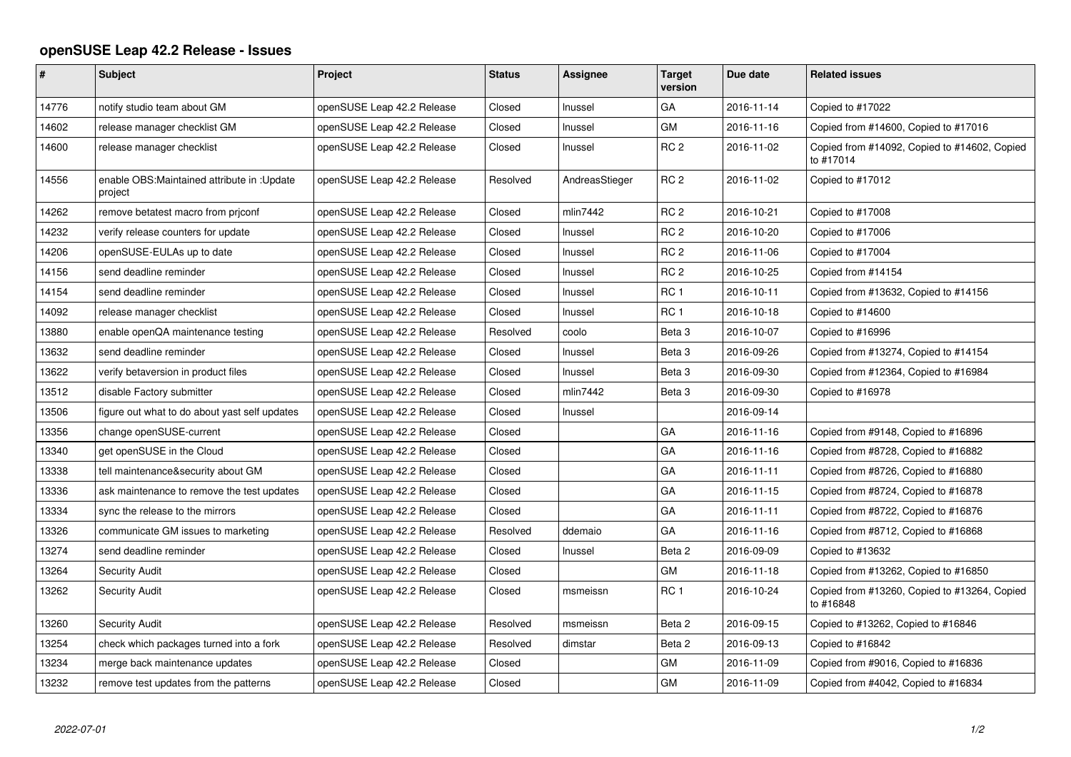# openSUSE Leap 42.2 Release - Issues

| # | Subject | Project | Status | Assignee | Target version | Due date | Related issues |
|---|---|---|---|---|---|---|---|
| 14776 | notify studio team about GM | openSUSE Leap 42.2 Release | Closed | lnussel | GA | 2016-11-14 | Copied to #17022 |
| 14602 | release manager checklist GM | openSUSE Leap 42.2 Release | Closed | lnussel | GM | 2016-11-16 | Copied from #14600, Copied to #17016 |
| 14600 | release manager checklist | openSUSE Leap 42.2 Release | Closed | lnussel | RC 2 | 2016-11-02 | Copied from #14092, Copied to #14602, Copied to #17014 |
| 14556 | enable OBS:Maintained attribute in :Update project | openSUSE Leap 42.2 Release | Resolved | AndreasStieger | RC 2 | 2016-11-02 | Copied to #17012 |
| 14262 | remove betatest macro from prjconf | openSUSE Leap 42.2 Release | Closed | mlin7442 | RC 2 | 2016-10-21 | Copied to #17008 |
| 14232 | verify release counters for update | openSUSE Leap 42.2 Release | Closed | lnussel | RC 2 | 2016-10-20 | Copied to #17006 |
| 14206 | openSUSE-EULAs up to date | openSUSE Leap 42.2 Release | Closed | lnussel | RC 2 | 2016-11-06 | Copied to #17004 |
| 14156 | send deadline reminder | openSUSE Leap 42.2 Release | Closed | lnussel | RC 2 | 2016-10-25 | Copied from #14154 |
| 14154 | send deadline reminder | openSUSE Leap 42.2 Release | Closed | lnussel | RC 1 | 2016-10-11 | Copied from #13632, Copied to #14156 |
| 14092 | release manager checklist | openSUSE Leap 42.2 Release | Closed | lnussel | RC 1 | 2016-10-18 | Copied to #14600 |
| 13880 | enable openQA maintenance testing | openSUSE Leap 42.2 Release | Resolved | coolo | Beta 3 | 2016-10-07 | Copied to #16996 |
| 13632 | send deadline reminder | openSUSE Leap 42.2 Release | Closed | lnussel | Beta 3 | 2016-09-26 | Copied from #13274, Copied to #14154 |
| 13622 | verify betaversion in product files | openSUSE Leap 42.2 Release | Closed | lnussel | Beta 3 | 2016-09-30 | Copied from #12364, Copied to #16984 |
| 13512 | disable Factory submitter | openSUSE Leap 42.2 Release | Closed | mlin7442 | Beta 3 | 2016-09-30 | Copied to #16978 |
| 13506 | figure out what to do about yast self updates | openSUSE Leap 42.2 Release | Closed | lnussel |  | 2016-09-14 |  |
| 13356 | change openSUSE-current | openSUSE Leap 42.2 Release | Closed |  | GA | 2016-11-16 | Copied from #9148, Copied to #16896 |
| 13340 | get openSUSE in the Cloud | openSUSE Leap 42.2 Release | Closed |  | GA | 2016-11-16 | Copied from #8728, Copied to #16882 |
| 13338 | tell maintenance&security about GM | openSUSE Leap 42.2 Release | Closed |  | GA | 2016-11-11 | Copied from #8726, Copied to #16880 |
| 13336 | ask maintenance to remove the test updates | openSUSE Leap 42.2 Release | Closed |  | GA | 2016-11-15 | Copied from #8724, Copied to #16878 |
| 13334 | sync the release to the mirrors | openSUSE Leap 42.2 Release | Closed |  | GA | 2016-11-11 | Copied from #8722, Copied to #16876 |
| 13326 | communicate GM issues to marketing | openSUSE Leap 42.2 Release | Resolved | ddemaio | GA | 2016-11-16 | Copied from #8712, Copied to #16868 |
| 13274 | send deadline reminder | openSUSE Leap 42.2 Release | Closed | lnussel | Beta 2 | 2016-09-09 | Copied to #13632 |
| 13264 | Security Audit | openSUSE Leap 42.2 Release | Closed |  | GM | 2016-11-18 | Copied from #13262, Copied to #16850 |
| 13262 | Security Audit | openSUSE Leap 42.2 Release | Closed | msmeissn | RC 1 | 2016-10-24 | Copied from #13260, Copied to #13264, Copied to #16848 |
| 13260 | Security Audit | openSUSE Leap 42.2 Release | Resolved | msmeissn | Beta 2 | 2016-09-15 | Copied to #13262, Copied to #16846 |
| 13254 | check which packages turned into a fork | openSUSE Leap 42.2 Release | Resolved | dimstar | Beta 2 | 2016-09-13 | Copied to #16842 |
| 13234 | merge back maintenance updates | openSUSE Leap 42.2 Release | Closed |  | GM | 2016-11-09 | Copied from #9016, Copied to #16836 |
| 13232 | remove test updates from the patterns | openSUSE Leap 42.2 Release | Closed |  | GM | 2016-11-09 | Copied from #4042, Copied to #16834 |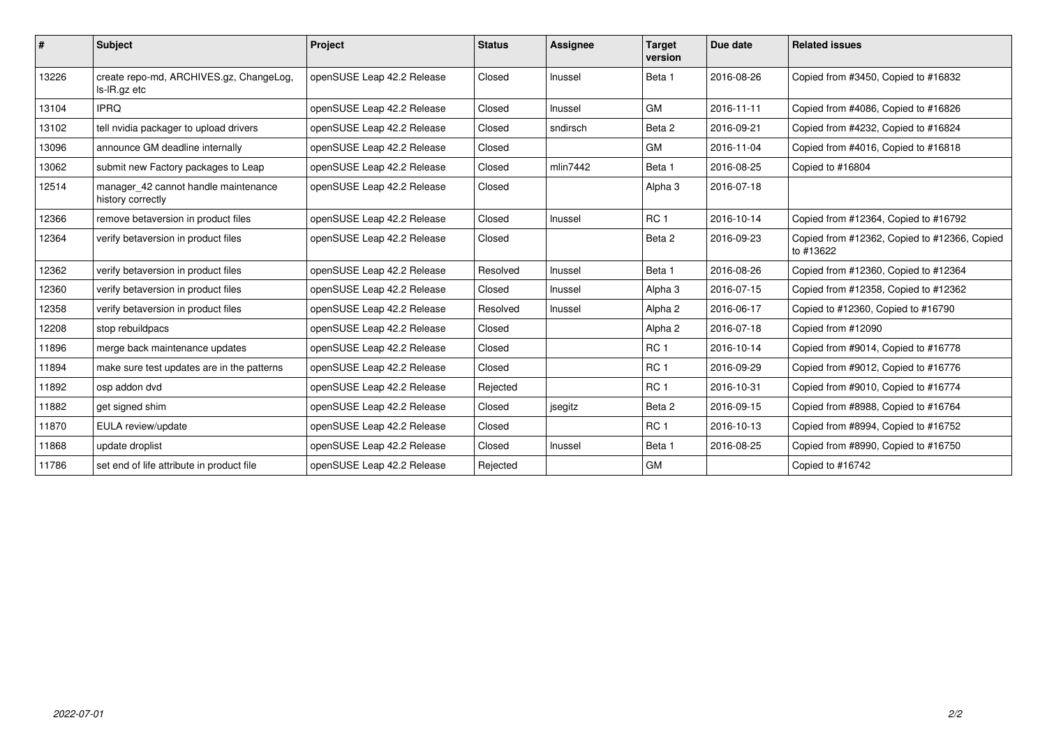| # | Subject | Project | Status | Assignee | Target version | Due date | Related issues |
|---|---|---|---|---|---|---|---|
| 13226 | create repo-md, ARCHIVES.gz, ChangeLog, ls-lR.gz etc | openSUSE Leap 42.2 Release | Closed | lnussel | Beta 1 | 2016-08-26 | Copied from #3450, Copied to #16832 |
| 13104 | IPRQ | openSUSE Leap 42.2 Release | Closed | lnussel | GM | 2016-11-11 | Copied from #4086, Copied to #16826 |
| 13102 | tell nvidia packager to upload drivers | openSUSE Leap 42.2 Release | Closed | sndirsch | Beta 2 | 2016-09-21 | Copied from #4232, Copied to #16824 |
| 13096 | announce GM deadline internally | openSUSE Leap 42.2 Release | Closed | | GM | 2016-11-04 | Copied from #4016, Copied to #16818 |
| 13062 | submit new Factory packages to Leap | openSUSE Leap 42.2 Release | Closed | mlin7442 | Beta 1 | 2016-08-25 | Copied to #16804 |
| 12514 | manager_42 cannot handle maintenance history correctly | openSUSE Leap 42.2 Release | Closed | | Alpha 3 | 2016-07-18 | |
| 12366 | remove betaversion in product files | openSUSE Leap 42.2 Release | Closed | lnussel | RC 1 | 2016-10-14 | Copied from #12364, Copied to #16792 |
| 12364 | verify betaversion in product files | openSUSE Leap 42.2 Release | Closed | | Beta 2 | 2016-09-23 | Copied from #12362, Copied to #12366, Copied to #13622 |
| 12362 | verify betaversion in product files | openSUSE Leap 42.2 Release | Resolved | lnussel | Beta 1 | 2016-08-26 | Copied from #12360, Copied to #12364 |
| 12360 | verify betaversion in product files | openSUSE Leap 42.2 Release | Closed | lnussel | Alpha 3 | 2016-07-15 | Copied from #12358, Copied to #12362 |
| 12358 | verify betaversion in product files | openSUSE Leap 42.2 Release | Resolved | lnussel | Alpha 2 | 2016-06-17 | Copied to #12360, Copied to #16790 |
| 12208 | stop rebuildpacs | openSUSE Leap 42.2 Release | Closed | | Alpha 2 | 2016-07-18 | Copied from #12090 |
| 11896 | merge back maintenance updates | openSUSE Leap 42.2 Release | Closed | | RC 1 | 2016-10-14 | Copied from #9014, Copied to #16778 |
| 11894 | make sure test updates are in the patterns | openSUSE Leap 42.2 Release | Closed | | RC 1 | 2016-09-29 | Copied from #9012, Copied to #16776 |
| 11892 | osp addon dvd | openSUSE Leap 42.2 Release | Rejected | | RC 1 | 2016-10-31 | Copied from #9010, Copied to #16774 |
| 11882 | get signed shim | openSUSE Leap 42.2 Release | Closed | jsegitz | Beta 2 | 2016-09-15 | Copied from #8988, Copied to #16764 |
| 11870 | EULA review/update | openSUSE Leap 42.2 Release | Closed | | RC 1 | 2016-10-13 | Copied from #8994, Copied to #16752 |
| 11868 | update droplist | openSUSE Leap 42.2 Release | Closed | lnussel | Beta 1 | 2016-08-25 | Copied from #8990, Copied to #16750 |
| 11786 | set end of life attribute in product file | openSUSE Leap 42.2 Release | Rejected | | GM | | Copied to #16742 |